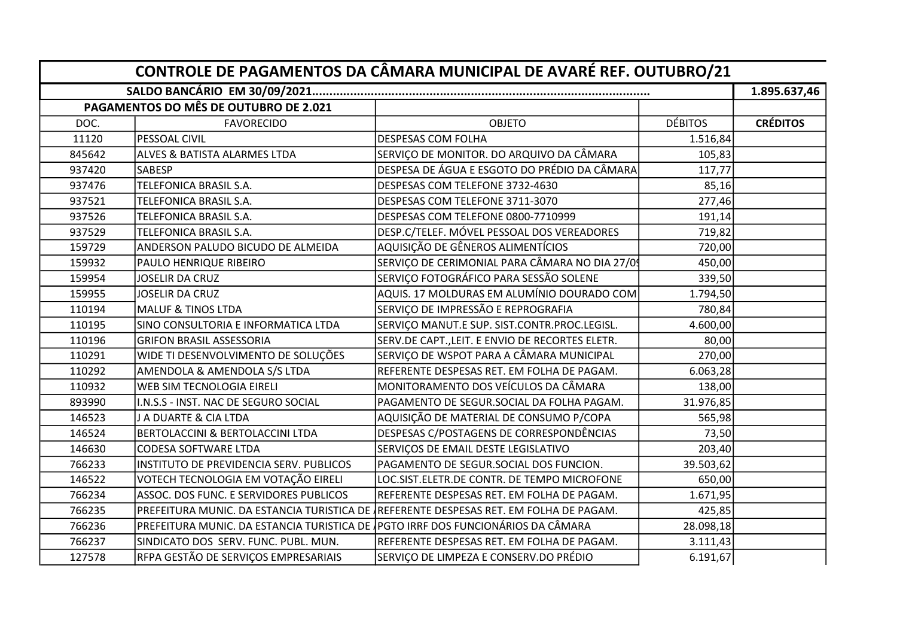| CONTROLE DE PAGAMENTOS DA CÂMARA MUNICIPAL DE AVARÉ REF. OUTUBRO/21 | | | | |
|---|---|---|---|---|
| SALDO BANCÁRIO EM 30/09/2021................................................................................................ | | | | 1.895.637,46 |
| PAGAMENTOS DO MÊS DE OUTUBRO DE 2.021 | | | | |
| DOC. | FAVORECIDO | OBJETO | DÉBITOS | CRÉDITOS |
| 11120 | PESSOAL CIVIL | DESPESAS COM FOLHA | 1.516,84 | |
| 845642 | ALVES & BATISTA ALARMES LTDA | SERVIÇO DE MONITOR. DO ARQUIVO DA CÂMARA | 105,83 | |
| 937420 | SABESP | DESPESA DE ÁGUA E ESGOTO DO PRÉDIO DA CÂMARA | 117,77 | |
| 937476 | TELEFONICA BRASIL S.A. | DESPESAS COM TELEFONE 3732-4630 | 85,16 | |
| 937521 | TELEFONICA BRASIL S.A. | DESPESAS COM TELEFONE 3711-3070 | 277,46 | |
| 937526 | TELEFONICA BRASIL S.A. | DESPESAS COM TELEFONE 0800-7710999 | 191,14 | |
| 937529 | TELEFONICA BRASIL S.A. | DESP.C/TELEF. MÓVEL PESSOAL DOS VEREADORES | 719,82 | |
| 159729 | ANDERSON PALUDO BICUDO DE ALMEIDA | AQUISIÇÃO DE GÊNEROS ALIMENTÍCIOS | 720,00 | |
| 159932 | PAULO HENRIQUE RIBEIRO | SERVIÇO DE CERIMONIAL PARA CÂMARA NO DIA 27/09 | 450,00 | |
| 159954 | JOSELIR DA CRUZ | SERVIÇO FOTOGRÁFICO PARA SESSÃO SOLENE | 339,50 | |
| 159955 | JOSELIR DA CRUZ | AQUIS. 17 MOLDURAS EM ALUMÍNIO DOURADO COM | 1.794,50 | |
| 110194 | MALUF & TINOS LTDA | SERVIÇO DE IMPRESSÃO E REPROGRAFIA | 780,84 | |
| 110195 | SINO CONSULTORIA E INFORMATICA LTDA | SERVIÇO MANUT.E SUP. SIST.CONTR.PROC.LEGISL. | 4.600,00 | |
| 110196 | GRIFON BRASIL ASSESSORIA | SERV.DE CAPT.,LEIT. E ENVIO DE RECORTES ELETR. | 80,00 | |
| 110291 | WIDE TI DESENVOLVIMENTO DE SOLUÇÕES | SERVIÇO DE WSPOT PARA A CÂMARA MUNICIPAL | 270,00 | |
| 110292 | AMENDOLA & AMENDOLA S/S LTDA | REFERENTE DESPESAS RET. EM FOLHA DE PAGAM. | 6.063,28 | |
| 110932 | WEB SIM TECNOLOGIA EIRELI | MONITORAMENTO DOS VEÍCULOS DA CÂMARA | 138,00 | |
| 893990 | I.N.S.S - INST. NAC DE SEGURO SOCIAL | PAGAMENTO DE SEGUR.SOCIAL DA FOLHA PAGAM. | 31.976,85 | |
| 146523 | J A DUARTE & CIA LTDA | AQUISIÇÃO DE MATERIAL DE CONSUMO P/COPA | 565,98 | |
| 146524 | BERTOLACCINI & BERTOLACCINI LTDA | DESPESAS C/POSTAGENS DE CORRESPONDÊNCIAS | 73,50 | |
| 146630 | CODESA SOFTWARE LTDA | SERVIÇOS DE EMAIL DESTE LEGISLATIVO | 203,40 | |
| 766233 | INSTITUTO DE PREVIDENCIA SERV. PUBLICOS | PAGAMENTO DE SEGUR.SOCIAL DOS FUNCION. | 39.503,62 | |
| 146522 | VOTECH TECNOLOGIA EM VOTAÇÃO EIRELI | LOC.SIST.ELETR.DE CONTR. DE TEMPO MICROFONE | 650,00 | |
| 766234 | ASSOC. DOS FUNC. E SERVIDORES PUBLICOS | REFERENTE DESPESAS RET. EM FOLHA DE PAGAM. | 1.671,95 | |
| 766235 | PREFEITURA MUNIC. DA ESTANCIA TURISTICA DE A | REFERENTE DESPESAS RET. EM FOLHA DE PAGAM. | 425,85 | |
| 766236 | PREFEITURA MUNIC. DA ESTANCIA TURISTICA DE A | PGTO IRRF DOS FUNCIONÁRIOS DA CÂMARA | 28.098,18 | |
| 766237 | SINDICATO DOS SERV. FUNC. PUBL. MUN. | REFERENTE DESPESAS RET. EM FOLHA DE PAGAM. | 3.111,43 | |
| 127578 | RFPA GESTÃO DE SERVIÇOS EMPRESARIAIS | SERVIÇO DE LIMPEZA E CONSERV.DO PRÉDIO | 6.191,67 | |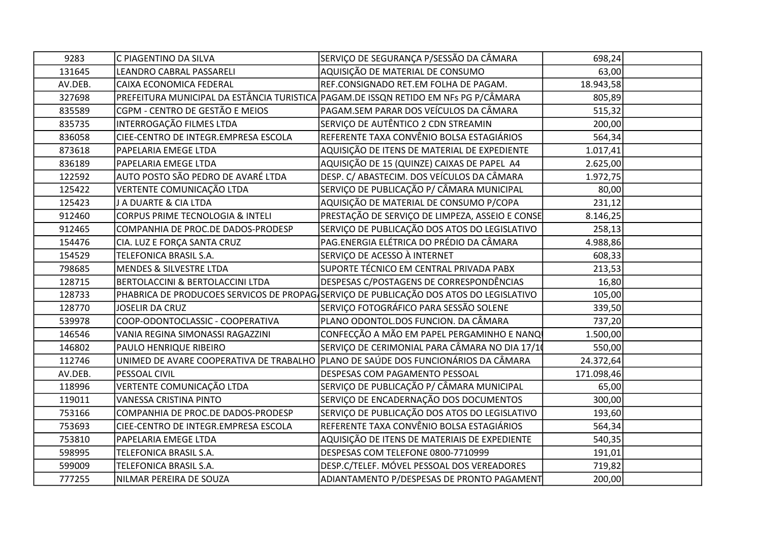| | | | | |
|---|---|---|---|---|
| 9283 | C PIAGENTINO DA SILVA | SERVIÇO DE SEGURANÇA P/SESSÃO DA CÂMARA | 698,24 | |
| 131645 | LEANDRO CABRAL PASSARELI | AQUISIÇÃO DE MATERIAL DE CONSUMO | 63,00 | |
| AV.DEB. | CAIXA ECONOMICA FEDERAL | REF.CONSIGNADO RET.EM FOLHA DE PAGAM. | 18.943,58 | |
| 327698 | PREFEITURA MUNICIPAL DA ESTÂNCIA TURISTICA | PAGAM.DE ISSQN RETIDO EM NFs PG P/CÂMARA | 805,89 | |
| 835589 | CGPM - CENTRO DE GESTÃO E MEIOS | PAGAM.SEM PARAR DOS VEÍCULOS DA CÂMARA | 515,32 | |
| 835735 | INTERROGAÇÃO FILMES LTDA | SERVIÇO DE AUTÊNTICO 2 CDN STREAMIN | 200,00 | |
| 836058 | CIEE-CENTRO DE INTEGR.EMPRESA ESCOLA | REFERENTE TAXA CONVÊNIO BOLSA ESTAGIÁRIOS | 564,34 | |
| 873618 | PAPELARIA EMEGE LTDA | AQUISIÇÃO DE ITENS DE MATERIAL DE EXPEDIENTE | 1.017,41 | |
| 836189 | PAPELARIA EMEGE LTDA | AQUISIÇÃO DE 15 (QUINZE) CAIXAS DE PAPEL A4 | 2.625,00 | |
| 122592 | AUTO POSTO SÃO PEDRO DE AVARÉ LTDA | DESP. C/ ABASTECIM. DOS VEÍCULOS DA CÂMARA | 1.972,75 | |
| 125422 | VERTENTE COMUNICAÇÃO LTDA | SERVIÇO DE PUBLICAÇÃO P/ CÂMARA MUNICIPAL | 80,00 | |
| 125423 | J A DUARTE & CIA LTDA | AQUISIÇÃO DE MATERIAL DE CONSUMO P/COPA | 231,12 | |
| 912460 | CORPUS PRIME TECNOLOGIA & INTELI | PRESTAÇÃO DE SERVIÇO DE LIMPEZA, ASSEIO E CONSE | 8.146,25 | |
| 912465 | COMPANHIA DE PROC.DE DADOS-PRODESP | SERVIÇO DE PUBLICAÇÃO DOS ATOS DO LEGISLATIVO | 258,13 | |
| 154476 | CIA. LUZ E FORÇA SANTA CRUZ | PAG.ENERGIA ELÉTRICA DO PRÉDIO DA CÂMARA | 4.988,86 | |
| 154529 | TELEFONICA BRASIL S.A. | SERVIÇO DE ACESSO À INTERNET | 608,33 | |
| 798685 | MENDES & SILVESTRE LTDA | SUPORTE TÉCNICO EM CENTRAL PRIVADA PABX | 213,53 | |
| 128715 | BERTOLACCINI & BERTOLACCINI LTDA | DESPESAS C/POSTAGENS DE CORRESPONDÊNCIAS | 16,80 | |
| 128733 | PHABRICA DE PRODUCOES SERVICOS DE PROPAG | SERVIÇO DE PUBLICAÇÃO DOS ATOS DO LEGISLATIVO | 105,00 | |
| 128770 | JOSELIR DA CRUZ | SERVIÇO FOTOGRÁFICO PARA SESSÃO SOLENE | 339,50 | |
| 539978 | COOP-ODONTOCLASSIC - COOPERATIVA | PLANO ODONTOL.DOS FUNCION. DA CÂMARA | 737,20 | |
| 146546 | VANIA REGINA SIMONASSI RAGAZZINI | CONFECÇÃO A MÃO EM PAPEL PERGAMINHO E NANQ | 1.500,00 | |
| 146802 | PAULO HENRIQUE RIBEIRO | SERVIÇO DE CERIMONIAL PARA CÂMARA NO DIA 17/1 | 550,00 | |
| 112746 | UNIMED DE AVARE COOPERATIVA DE TRABALHO | PLANO DE SAÚDE DOS FUNCIONÁRIOS DA CÂMARA | 24.372,64 | |
| AV.DEB. | PESSOAL CIVIL | DESPESAS COM PAGAMENTO PESSOAL | 171.098,46 | |
| 118996 | VERTENTE COMUNICAÇÃO LTDA | SERVIÇO DE PUBLICAÇÃO P/ CÂMARA MUNICIPAL | 65,00 | |
| 119011 | VANESSA CRISTINA PINTO | SERVIÇO DE ENCADERNAÇÃO DOS DOCUMENTOS | 300,00 | |
| 753166 | COMPANHIA DE PROC.DE DADOS-PRODESP | SERVIÇO DE PUBLICAÇÃO DOS ATOS DO LEGISLATIVO | 193,60 | |
| 753693 | CIEE-CENTRO DE INTEGR.EMPRESA ESCOLA | REFERENTE TAXA CONVÊNIO BOLSA ESTAGIÁRIOS | 564,34 | |
| 753810 | PAPELARIA EMEGE LTDA | AQUISIÇÃO DE ITENS DE MATERIAIS DE EXPEDIENTE | 540,35 | |
| 598995 | TELEFONICA BRASIL S.A. | DESPESAS COM TELEFONE 0800-7710999 | 191,01 | |
| 599009 | TELEFONICA BRASIL S.A. | DESP.C/TELEF. MÓVEL PESSOAL DOS VEREADORES | 719,82 | |
| 777255 | NILMAR PEREIRA DE SOUZA | ADIANTAMENTO P/DESPESAS DE PRONTO PAGAMENT | 200,00 | |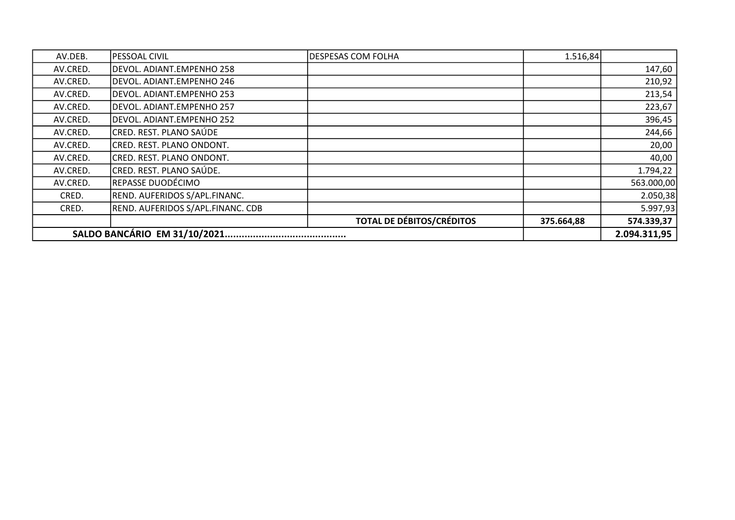| | | | | |
|---|---|---|---|---|
| AV.DEB. | PESSOAL CIVIL | DESPESAS COM FOLHA | 1.516,84 | |
| AV.CRED. | DEVOL. ADIANT.EMPENHO 258 | | | 147,60 |
| AV.CRED. | DEVOL. ADIANT.EMPENHO 246 | | | 210,92 |
| AV.CRED. | DEVOL. ADIANT.EMPENHO 253 | | | 213,54 |
| AV.CRED. | DEVOL. ADIANT.EMPENHO 257 | | | 223,67 |
| AV.CRED. | DEVOL. ADIANT.EMPENHO 252 | | | 396,45 |
| AV.CRED. | CRED. REST. PLANO SAÚDE | | | 244,66 |
| AV.CRED. | CRED. REST. PLANO ONDONT. | | | 20,00 |
| AV.CRED. | CRED. REST. PLANO ONDONT. | | | 40,00 |
| AV.CRED. | CRED. REST. PLANO SAÚDE. | | | 1.794,22 |
| AV.CRED. | REPASSE DUODÉCIMO | | | 563.000,00 |
| CRED. | REND. AUFERIDOS S/APL.FINANC. | | | 2.050,38 |
| CRED. | REND. AUFERIDOS S/APL.FINANC. CDB | | | 5.997,93 |
| | | **TOTAL DE DÉBITOS/CRÉDITOS** | **375.664,88** | **574.339,37** |
| **SALDO BANCÁRIO EM 31/10/2021..........................................** | | | | **2.094.311,95** |